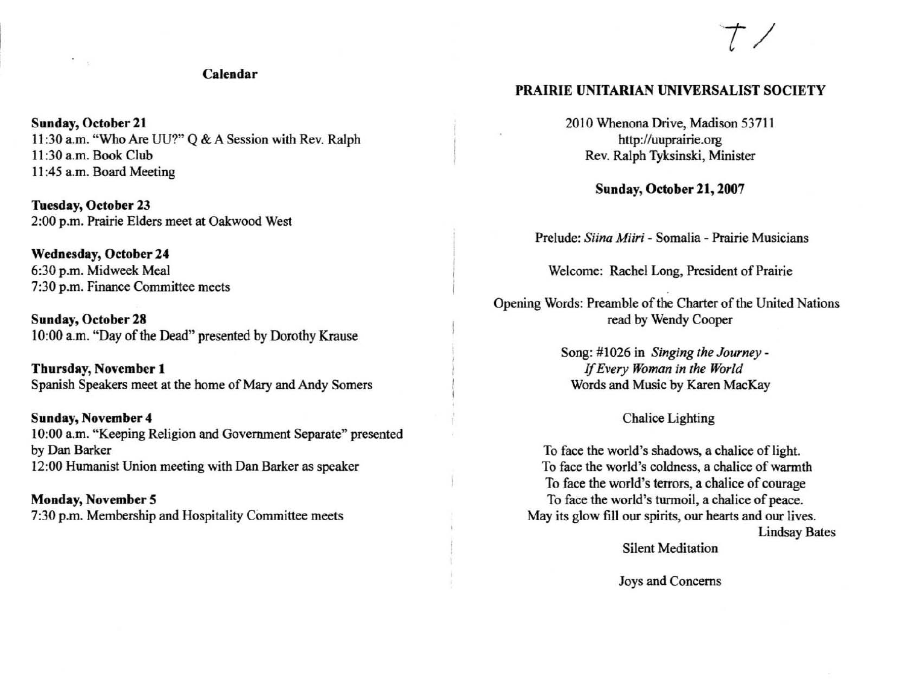## Calendar

**Sunday, October 21**
11:30 a.m. "Who Are UU?" Q & A Session with Rev. Ralph
11:30 a.m. Book Club
11:45 a.m. Board Meeting

**Tuesday, October 23**
2:00 p.m. Prairie Elders meet at Oakwood West

**Wednesday, October 24**
6:30 p.m. Midweek Meal
7:30 p.m. Finance Committee meets

**Sunday, October 28**
10:00 a.m. "Day of the Dead" presented by Dorothy Krause

**Thursday, November 1**
Spanish Speakers meet at the home of Mary and Andy Somers

**Sunday, November 4**
10:00 a.m. "Keeping Religion and Government Separate" presented by Dan Barker
12:00 Humanist Union meeting with Dan Barker as speaker

**Monday, November 5**
7:30 p.m. Membership and Hospitality Committee meets

T /

# PRAIRIE UNITARIAN UNIVERSALIST SOCIETY

2010 Whenona Drive, Madison 53711
http://uuprairie.org
Rev. Ralph Tyksinski, Minister

**Sunday, October 21, 2007**

Prelude: *Siina Miiri* - Somalia - Prairie Musicians

Welcome: Rachel Long, President of Prairie

Opening Words: Preamble of the Charter of the United Nations read by Wendy Cooper

Song: #1026 in *Singing the Journey - If Every Woman in the World*
Words and Music by Karen MacKay

Chalice Lighting

To face the world's shadows, a chalice of light.
To face the world's coldness, a chalice of warmth
To face the world's terrors, a chalice of courage
To face the world's turmoil, a chalice of peace.
May its glow fill our spirits, our hearts and our lives.

Lindsay Bates

Silent Meditation

Joys and Concerns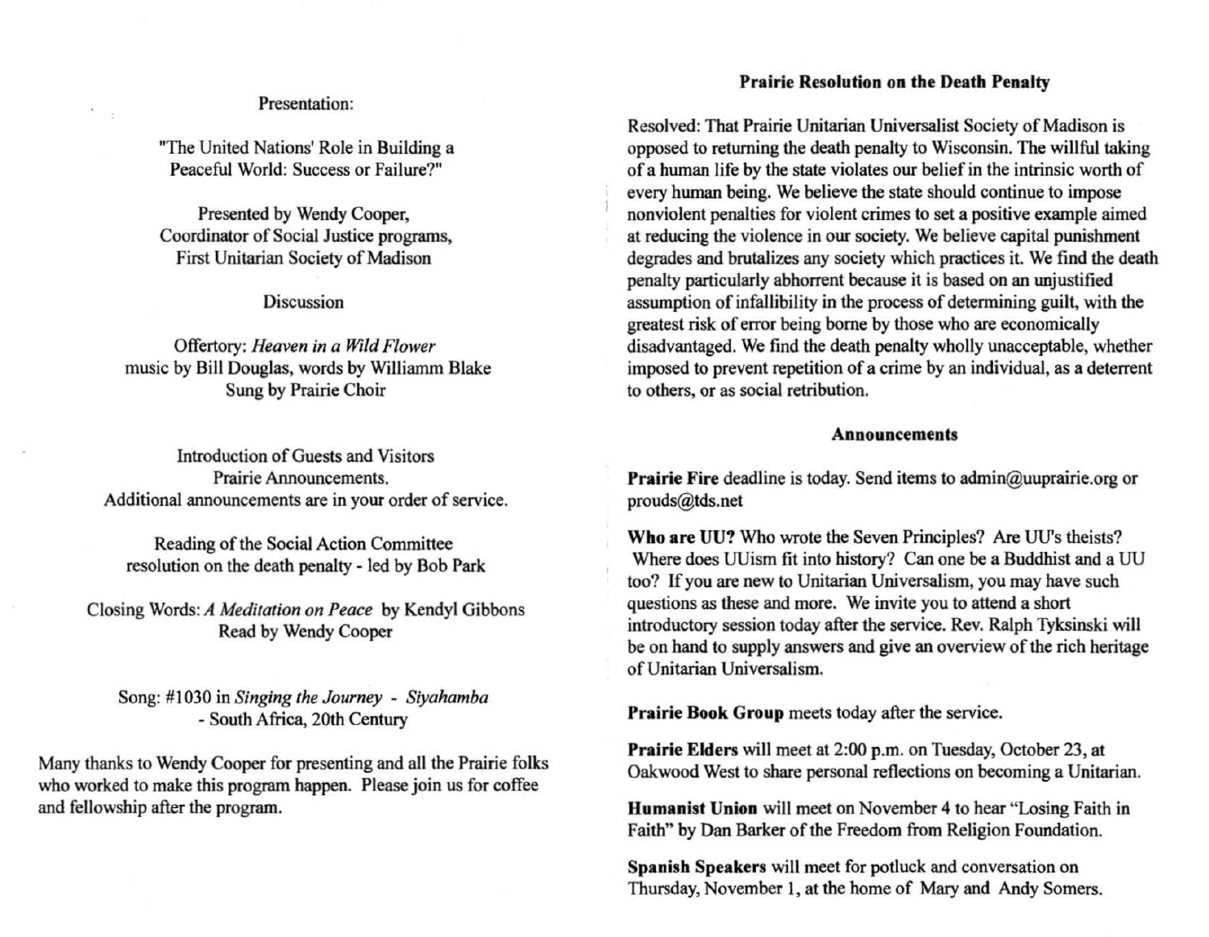Presentation:

"The United Nations' Role in Building a Peaceful World: Success or Failure?"

Presented by Wendy Cooper,
Coordinator of Social Justice programs,
First Unitarian Society of Madison

Discussion

Offertory: *Heaven in a Wild Flower*
music by Bill Douglas, words by Williamm Blake
Sung by Prairie Choir

Introduction of Guests and Visitors
Prairie Announcements.
Additional announcements are in your order of service.

Reading of the Social Action Committee resolution on the death penalty - led by Bob Park

Closing Words: *A Meditation on Peace* by Kendyl Gibbons
Read by Wendy Cooper

Song: #1030 in *Singing the Journey* - *Siyahamba*
- South Africa, 20th Century

Many thanks to Wendy Cooper for presenting and all the Prairie folks who worked to make this program happen. Please join us for coffee and fellowship after the program.

## Prairie Resolution on the Death Penalty

Resolved: That Prairie Unitarian Universalist Society of Madison is opposed to returning the death penalty to Wisconsin. The willful taking of a human life by the state violates our belief in the intrinsic worth of every human being. We believe the state should continue to impose nonviolent penalties for violent crimes to set a positive example aimed at reducing the violence in our society. We believe capital punishment degrades and brutalizes any society which practices it. We find the death penalty particularly abhorrent because it is based on an unjustified assumption of infallibility in the process of determining guilt, with the greatest risk of error being borne by those who are economically disadvantaged. We find the death penalty wholly unacceptable, whether imposed to prevent repetition of a crime by an individual, as a deterrent to others, or as social retribution.

## Announcements

**Prairie Fire** deadline is today. Send items to admin@uuprairie.org or prouds@tds.net

**Who are UU?** Who wrote the Seven Principles? Are UU's theists? Where does UUism fit into history? Can one be a Buddhist and a UU too? If you are new to Unitarian Universalism, you may have such questions as these and more. We invite you to attend a short introductory session today after the service. Rev. Ralph Tyksinski will be on hand to supply answers and give an overview of the rich heritage of Unitarian Universalism.

**Prairie Book Group** meets today after the service.

**Prairie Elders** will meet at 2:00 p.m. on Tuesday, October 23, at Oakwood West to share personal reflections on becoming a Unitarian.

**Humanist Union** will meet on November 4 to hear "Losing Faith in Faith" by Dan Barker of the Freedom from Religion Foundation.

**Spanish Speakers** will meet for potluck and conversation on Thursday, November 1, at the home of Mary and Andy Somers.